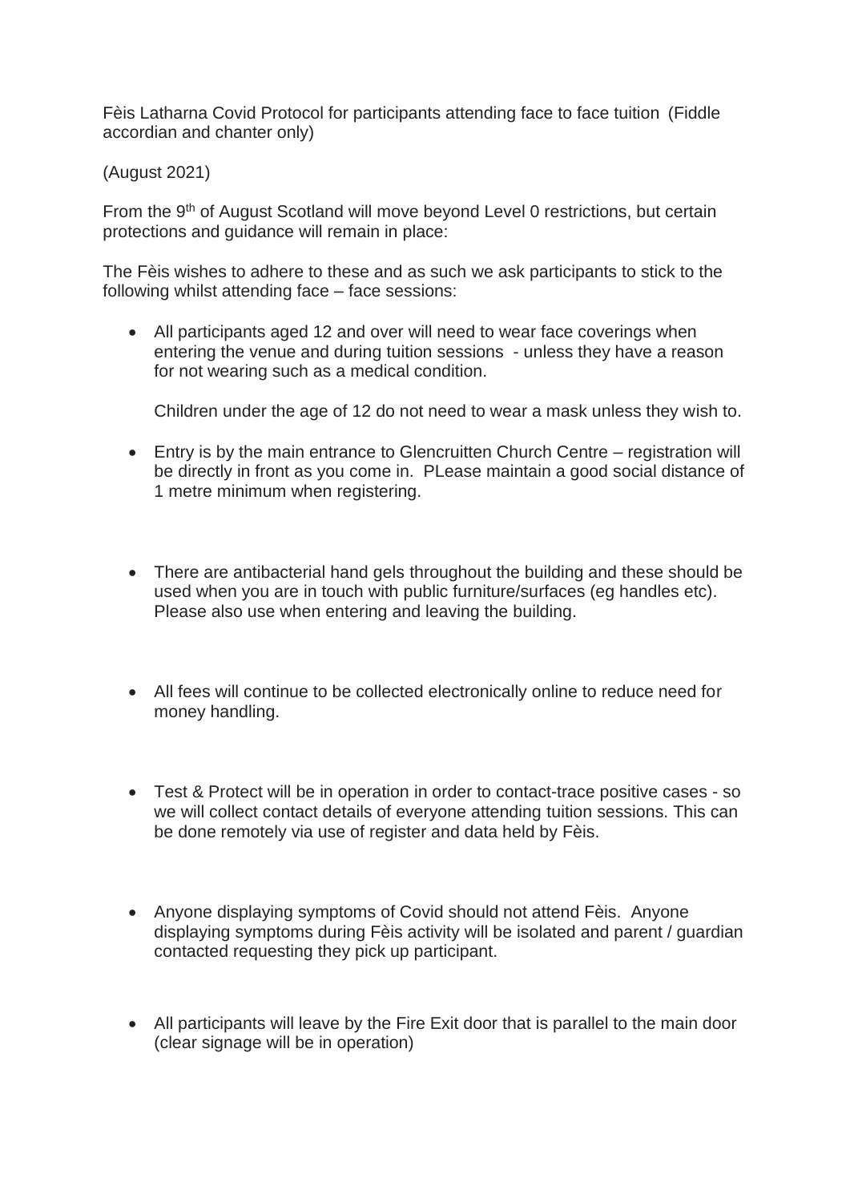Fèis Latharna Covid Protocol for participants attending face to face tuition (Fiddle accordian and chanter only)

(August 2021)

From the 9th of August Scotland will move beyond Level 0 restrictions, but certain protections and guidance will remain in place:

The Fèis wishes to adhere to these and as such we ask participants to stick to the following whilst attending face – face sessions:

- All participants aged 12 and over will need to wear face coverings when entering the venue and during tuition sessions - unless they have a reason for not wearing such as a medical condition.

  Children under the age of 12 do not need to wear a mask unless they wish to.

- Entry is by the main entrance to Glencruitten Church Centre – registration will be directly in front as you come in. PLease maintain a good social distance of 1 metre minimum when registering.

- There are antibacterial hand gels throughout the building and these should be used when you are in touch with public furniture/surfaces (eg handles etc). Please also use when entering and leaving the building.

- All fees will continue to be collected electronically online to reduce need for money handling.

- Test & Protect will be in operation in order to contact-trace positive cases - so we will collect contact details of everyone attending tuition sessions. This can be done remotely via use of register and data held by Fèis.

- Anyone displaying symptoms of Covid should not attend Fèis. Anyone displaying symptoms during Fèis activity will be isolated and parent / guardian contacted requesting they pick up participant.

- All participants will leave by the Fire Exit door that is parallel to the main door (clear signage will be in operation)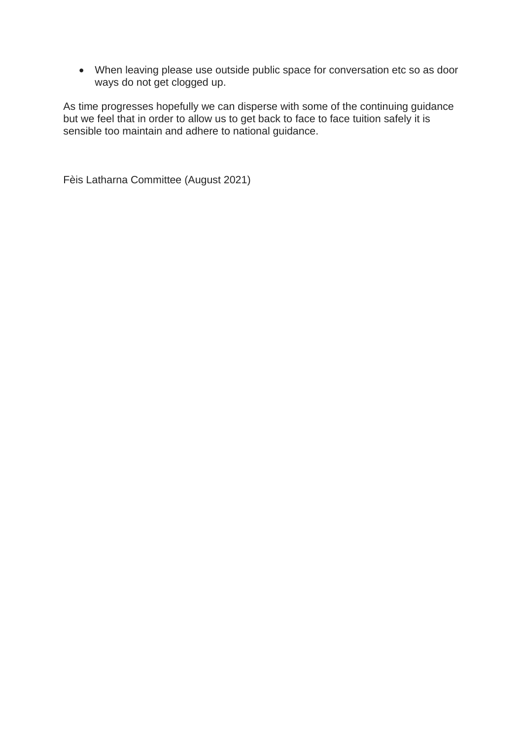- When leaving please use outside public space for conversation etc so as door ways do not get clogged up.

As time progresses hopefully we can disperse with some of the continuing guidance but we feel that in order to allow us to get back to face to face tuition safely it is sensible too maintain and adhere to national guidance.

Fèis Latharna Committee (August 2021)